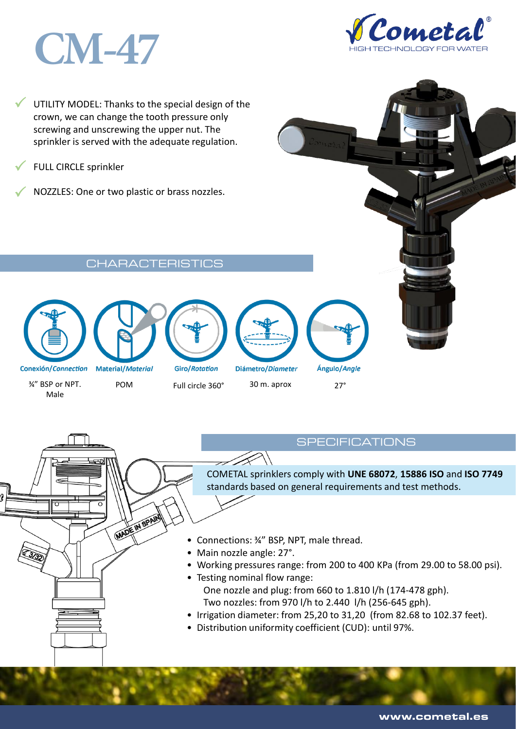# CM-47

Cometal®
HIGH TECHNOLOGY FOR WATER

- UTILITY MODEL: Thanks to the special design of the crown, we can change the tooth pressure only screwing and unscrewing the upper nut. The sprinkler is served with the adequate regulation.
- FULL CIRCLE sprinkler
- NOZZLES: One or two plastic or brass nozzles.

## CHARACTERISTICS

| Conexión/*Connection* | Material/*Material* | Giro/*Rotation* | Diámetro/*Diameter* | Ángulo/*Angle* |
|---|---|---|---|---|
| ¾" BSP or NPT. Male | POM | Full circle 360° | 30 m. aprox | 27° |

## SPECIFICATIONS

COMETAL sprinklers comply with **UNE 68072**, **15886 ISO** and **ISO 7749** standards based on general requirements and test methods.

- Connections: ¾" BSP, NPT, male thread.
- Main nozzle angle: 27°.
- Working pressures range: from 200 to 400 KPa (from 29.00 to 58.00 psi).
- Testing nominal flow range:
  One nozzle and plug: from 660 to 1.810 l/h (174-478 gph).
  Two nozzles: from 970 l/h to 2.440 l/h (256-645 gph).
- Irrigation diameter: from 25,20 to 31,20 (from 82.68 to 102.37 feet).
- Distribution uniformity coefficient (CUD): until 97%.

www.cometal.es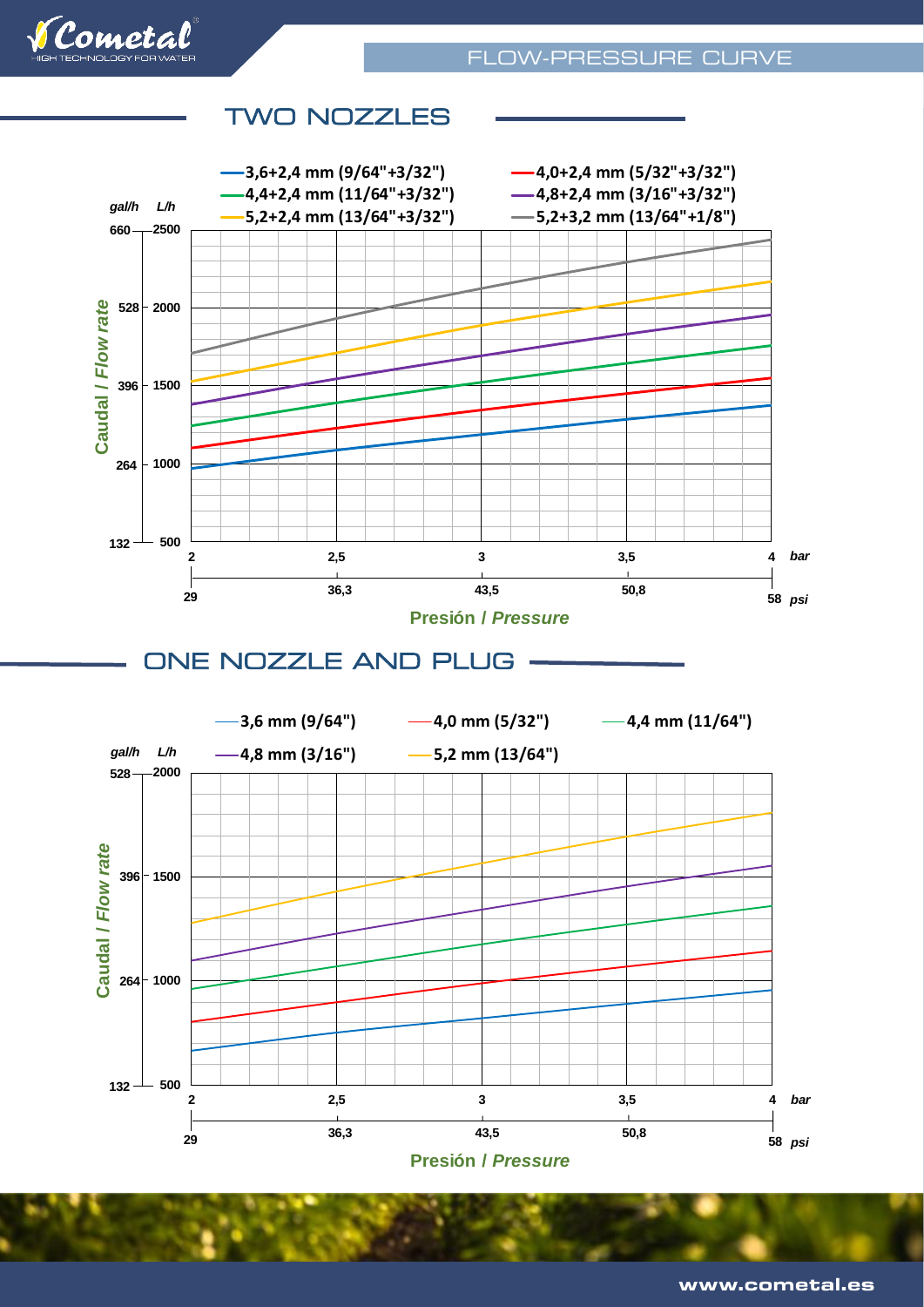# FLOW-PRESSURE CURVE

## TWO NOZZLES

- 3,6+2,4 mm (9/64"+3/32")
- 4,0+2,4 mm (5/32"+3/32")
- 4,4+2,4 mm (11/64"+3/32")
- 4,8+2,4 mm (3/16"+3/32")
- 5,2+2,4 mm (13/64"+3/32")
- 5,2+3,2 mm (13/64"+1/8")

Caudal / *Flow rate* (gal/h: 132, 264, 396, 528, 660; L/h: 500, 1000, 1500, 2000, 2500)

Presión / *Pressure* (bar: 2, 2,5, 3, 3,5, 4; psi: 29, 36,3, 43,5, 50,8, 58)

## ONE NOZZLE AND PLUG

- 3,6 mm (9/64")
- 4,0 mm (5/32")
- 4,4 mm (11/64")
- 4,8 mm (3/16")
- 5,2 mm (13/64")

Caudal / *Flow rate* (gal/h: 132, 264, 396, 528; L/h: 500, 1000, 1500, 2000)

Presión / *Pressure* (bar: 2, 2,5, 3, 3,5, 4; psi: 29, 36,3, 43,5, 50,8, 58)

www.cometal.es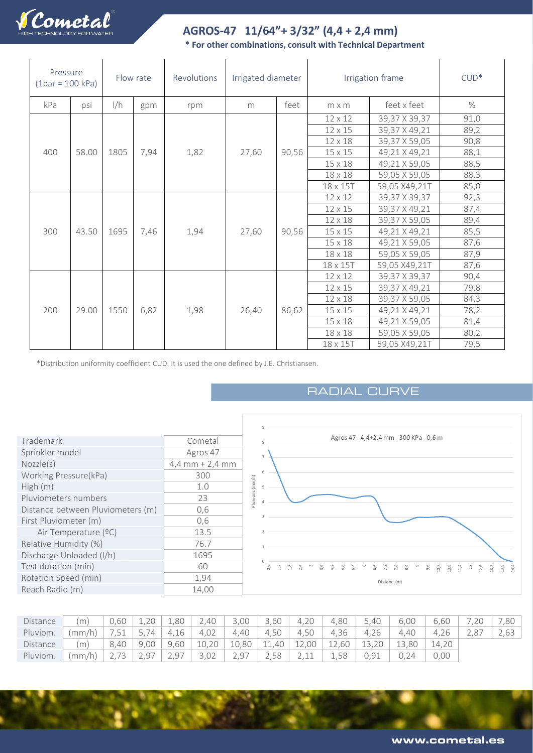# AGROS-47 11/64"+ 3/32" (4,4 + 2,4 mm)

**\* For other combinations, consult with Technical Department**

| Pressure (1bar = 100 kPa) | | Flow rate | | Revolutions | Irrigated diameter | | Irrigation frame | | CUD* |
|---|---|---|---|---|---|---|---|---|---|
| kPa | psi | l/h | gpm | rpm | m | feet | m x m | feet x feet | % |
| 400 | 58.00 | 1805 | 7,94 | 1,82 | 27,60 | 90,56 | 12 x 12 | 39,37 X 39,37 | 91,0 |
| | | | | | | | 12 x 15 | 39,37 X 49,21 | 89,2 |
| | | | | | | | 12 x 18 | 39,37 X 59,05 | 90,8 |
| | | | | | | | 15 x 15 | 49,21 X 49,21 | 88,1 |
| | | | | | | | 15 x 18 | 49,21 X 59,05 | 88,5 |
| | | | | | | | 18 x 18 | 59,05 X 59,05 | 88,3 |
| | | | | | | | 18 x 15T | 59,05 X49,21T | 85,0 |
| 300 | 43.50 | 1695 | 7,46 | 1,94 | 27,60 | 90,56 | 12 x 12 | 39,37 X 39,37 | 92,3 |
| | | | | | | | 12 x 15 | 39,37 X 49,21 | 87,4 |
| | | | | | | | 12 x 18 | 39,37 X 59,05 | 89,4 |
| | | | | | | | 15 x 15 | 49,21 X 49,21 | 85,5 |
| | | | | | | | 15 x 18 | 49,21 X 59,05 | 87,6 |
| | | | | | | | 18 x 18 | 59,05 X 59,05 | 87,9 |
| | | | | | | | 18 x 15T | 59,05 X49,21T | 87,6 |
| 200 | 29.00 | 1550 | 6,82 | 1,98 | 26,40 | 86,62 | 12 x 12 | 39,37 X 39,37 | 90,4 |
| | | | | | | | 12 x 15 | 39,37 X 49,21 | 79,8 |
| | | | | | | | 12 x 18 | 39,37 X 59,05 | 84,3 |
| | | | | | | | 15 x 15 | 49,21 X 49,21 | 78,2 |
| | | | | | | | 15 x 18 | 49,21 X 59,05 | 81,4 |
| | | | | | | | 18 x 18 | 59,05 X 59,05 | 80,2 |
| | | | | | | | 18 x 15T | 59,05 X49,21T | 79,5 |

*Distribution uniformity coefficient CUD. It is used the one defined by J.E. Christiansen.

## RADIAL CURVE

| | |
|---|---|
| Trademark | Cometal |
| Sprinkler model | Agros 47 |
| Nozzle(s) | 4,4 mm + 2,4 mm |
| Working Pressure(kPa) | 300 |
| High (m) | 1.0 |
| Pluviometers numbers | 23 |
| Distance between Pluviometers (m) | 0,6 |
| First Pluviometer (m) | 0,6 |
| Air Temperature (ºC) | 13.5 |
| Relative Humidity (%) | 76.7 |
| Discharge Unloaded (l/h) | 1695 |
| Test duration (min) | 60 |
| Rotation Speed (min) | 1,94 |
| Reach Radio (m) | 14,00 |

Agros 47 - 4,4+2,4 mm - 300 KPa - 0,6 m

Pluviom. (mm/h)

Distanc. (m)

| | | | | | | | | | | | | | |
|---|---|---|---|---|---|---|---|---|---|---|---|---|---|
| Distance | (m) | 0,60 | 1,20 | 1,80 | 2,40 | 3,00 | 3,60 | 4,20 | 4,80 | 5,40 | 6,00 | 6,60 | 7,20 | 7,80 |
| Pluviom. | (mm/h) | 7,51 | 5,74 | 4,16 | 4,02 | 4,40 | 4,50 | 4,50 | 4,36 | 4,26 | 4,40 | 4,26 | 2,87 | 2,63 |
| Distance | (m) | 8,40 | 9,00 | 9,60 | 10,20 | 10,80 | 11,40 | 12,00 | 12,60 | 13,20 | 13,80 | 14,20 | | |
| Pluviom. | (mm/h) | 2,73 | 2,97 | 2,97 | 3,02 | 2,97 | 2,58 | 2,11 | 1,58 | 0,91 | 0,24 | 0,00 | | |